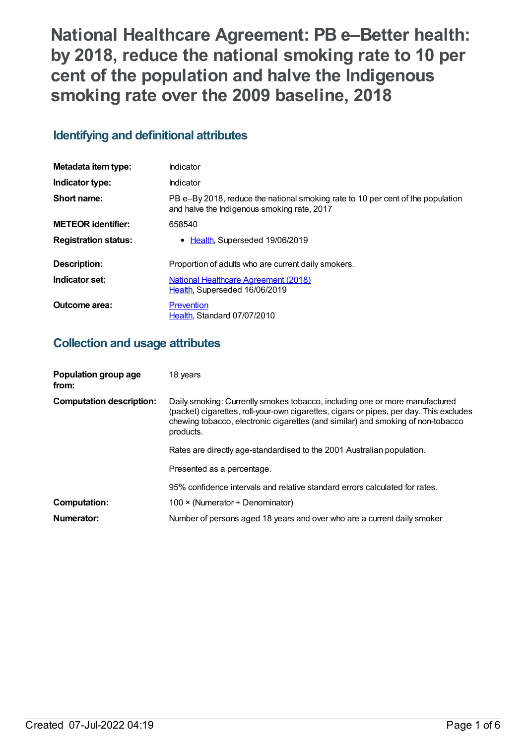# National Healthcare Agreement: PB e–Better health: by 2018, reduce the national smoking rate to 10 per cent of the population and halve the Indigenous smoking rate over the 2009 baseline, 2018

## Identifying and definitional attributes

| | |
|---|---|
| **Metadata item type:** | Indicator |
| **Indicator type:** | Indicator |
| **Short name:** | PB e–By 2018, reduce the national smoking rate to 10 per cent of the population and halve the Indigenous smoking rate, 2017 |
| **METEOR identifier:** | 658540 |
| **Registration status:** | • Health, Superseded 19/06/2019 |
| **Description:** | Proportion of adults who are current daily smokers. |
| **Indicator set:** | National Healthcare Agreement (2018)<br>Health, Superseded 16/06/2019 |
| **Outcome area:** | Prevention<br>Health, Standard 07/07/2010 |

## Collection and usage attributes

| | |
|---|---|
| **Population group age from:** | 18 years |
| **Computation description:** | Daily smoking: Currently smokes tobacco, including one or more manufactured (packet) cigarettes, roll-your-own cigarettes, cigars or pipes, per day. This excludes chewing tobacco, electronic cigarettes (and similar) and smoking of non-tobacco products.<br><br>Rates are directly age-standardised to the 2001 Australian population.<br><br>Presented as a percentage.<br><br>95% confidence intervals and relative standard errors calculated for rates. |
| **Computation:** | 100 × (Numerator ÷ Denominator) |
| **Numerator:** | Number of persons aged 18 years and over who are a current daily smoker |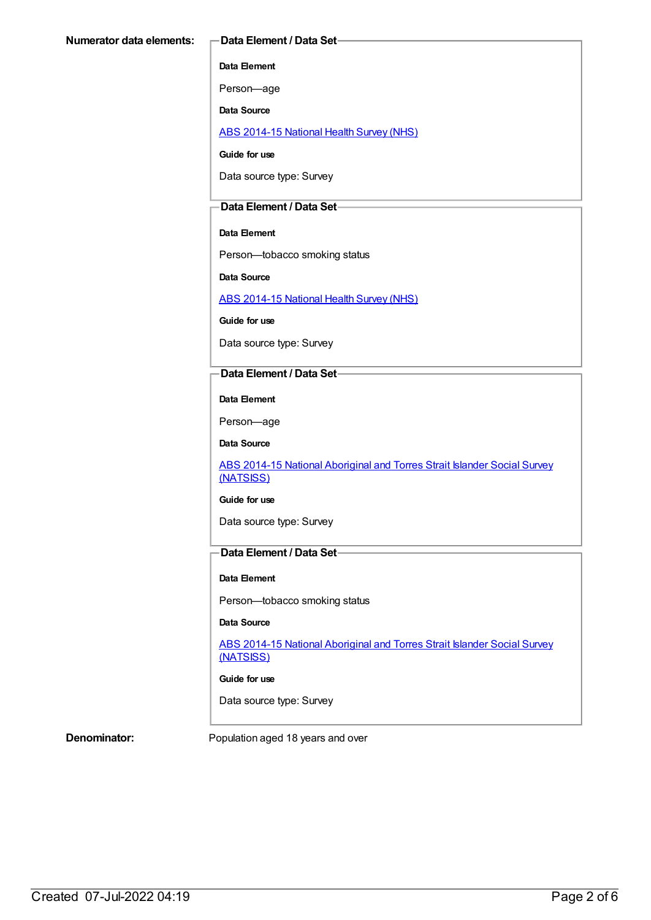**Numerator data elements:**

**Data Element / Data Set**

**Data Element**

Person—age

**Data Source**

ABS 2014-15 National Health Survey (NHS)

**Guide for use**

Data source type: Survey

**Data Element / Data Set**

**Data Element**

Person—tobacco smoking status

**Data Source**

ABS 2014-15 National Health Survey (NHS)

**Guide for use**

Data source type: Survey

**Data Element / Data Set**

**Data Element**

Person—age

**Data Source**

ABS 2014-15 National Aboriginal and Torres Strait Islander Social Survey (NATSISS)

**Guide for use**

Data source type: Survey

**Data Element / Data Set**

**Data Element**

Person—tobacco smoking status

**Data Source**

ABS 2014-15 National Aboriginal and Torres Strait Islander Social Survey (NATSISS)

**Guide for use**

Data source type: Survey

**Denominator:** Population aged 18 years and over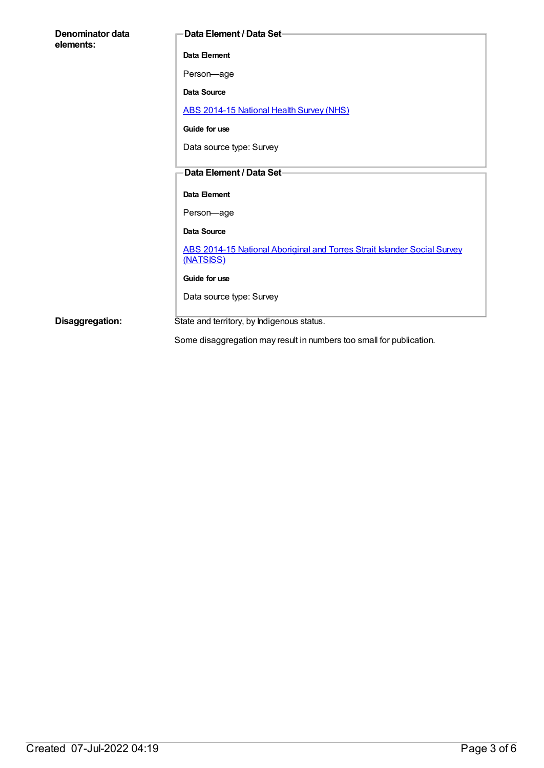**Denominator data elements:**

**Data Element / Data Set**

**Data Element**

Person—age

**Data Source**

[ABS 2014-15 National Health Survey (NHS)]

**Guide for use**

Data source type: Survey

**Data Element / Data Set**

**Data Element**

Person—age

**Data Source**

[ABS 2014-15 National Aboriginal and Torres Strait Islander Social Survey (NATSISS)]

**Guide for use**

Data source type: Survey

**Disaggregation:**

State and territory, by Indigenous status.

Some disaggregation may result in numbers too small for publication.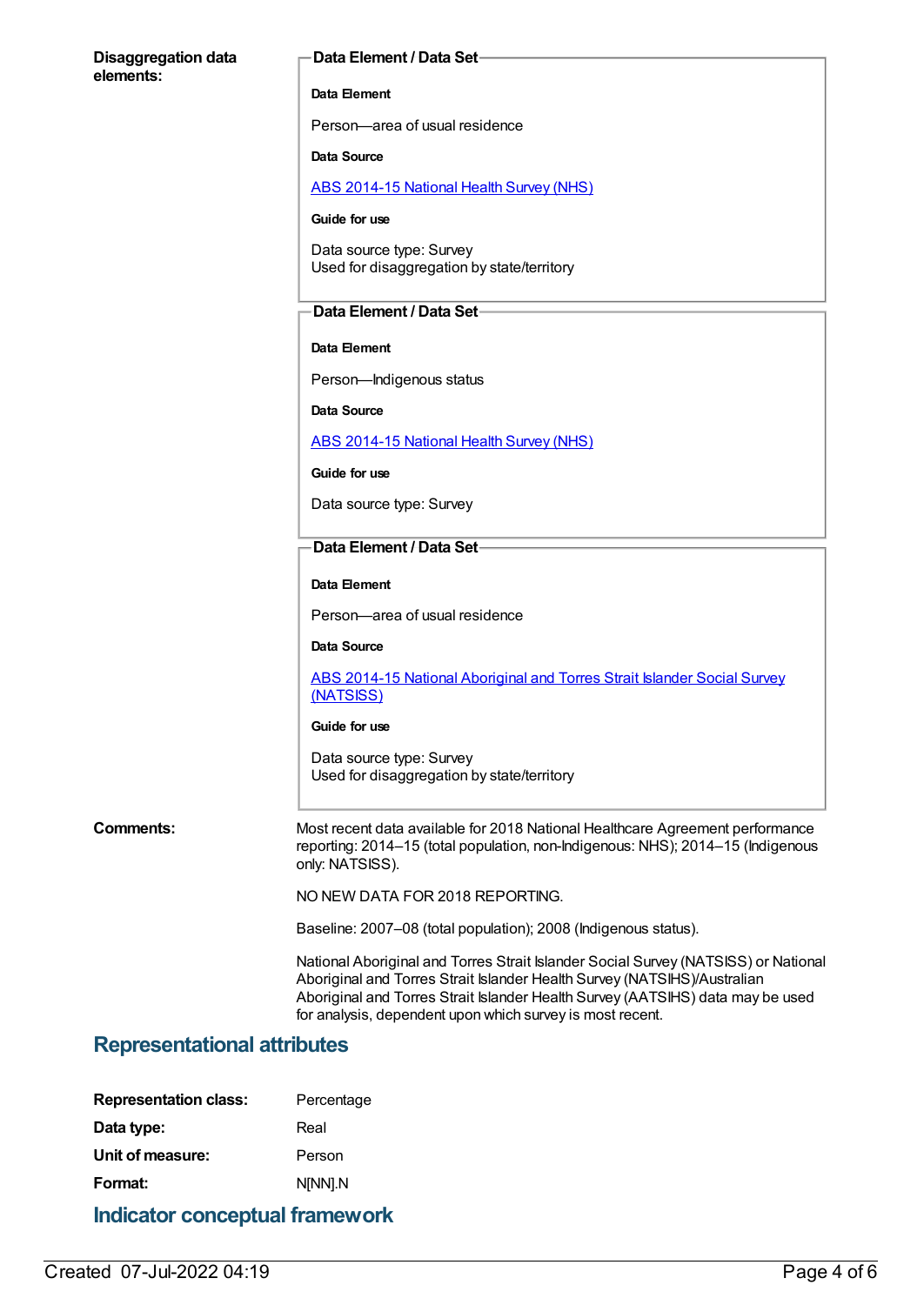**Disaggregation data elements:**

**Data Element / Data Set**

**Data Element**

Person—area of usual residence

**Data Source**

ABS 2014-15 National Health Survey (NHS)

**Guide for use**

Data source type: Survey
Used for disaggregation by state/territory

**Data Element / Data Set**

**Data Element**

Person—Indigenous status

**Data Source**

ABS 2014-15 National Health Survey (NHS)

**Guide for use**

Data source type: Survey

**Data Element / Data Set**

**Data Element**

Person—area of usual residence

**Data Source**

ABS 2014-15 National Aboriginal and Torres Strait Islander Social Survey (NATSISS)

**Guide for use**

Data source type: Survey
Used for disaggregation by state/territory

**Comments:**

Most recent data available for 2018 National Healthcare Agreement performance reporting: 2014–15 (total population, non-Indigenous: NHS); 2014–15 (Indigenous only: NATSISS).

NO NEW DATA FOR 2018 REPORTING.

Baseline: 2007–08 (total population); 2008 (Indigenous status).

National Aboriginal and Torres Strait Islander Social Survey (NATSISS) or National Aboriginal and Torres Strait Islander Health Survey (NATSIHS)/Australian Aboriginal and Torres Strait Islander Health Survey (AATSIHS) data may be used for analysis, dependent upon which survey is most recent.

## Representational attributes

**Representation class:** Percentage

**Data type:** Real

**Unit of measure:** Person

**Format:** N[NN].N

## Indicator conceptual framework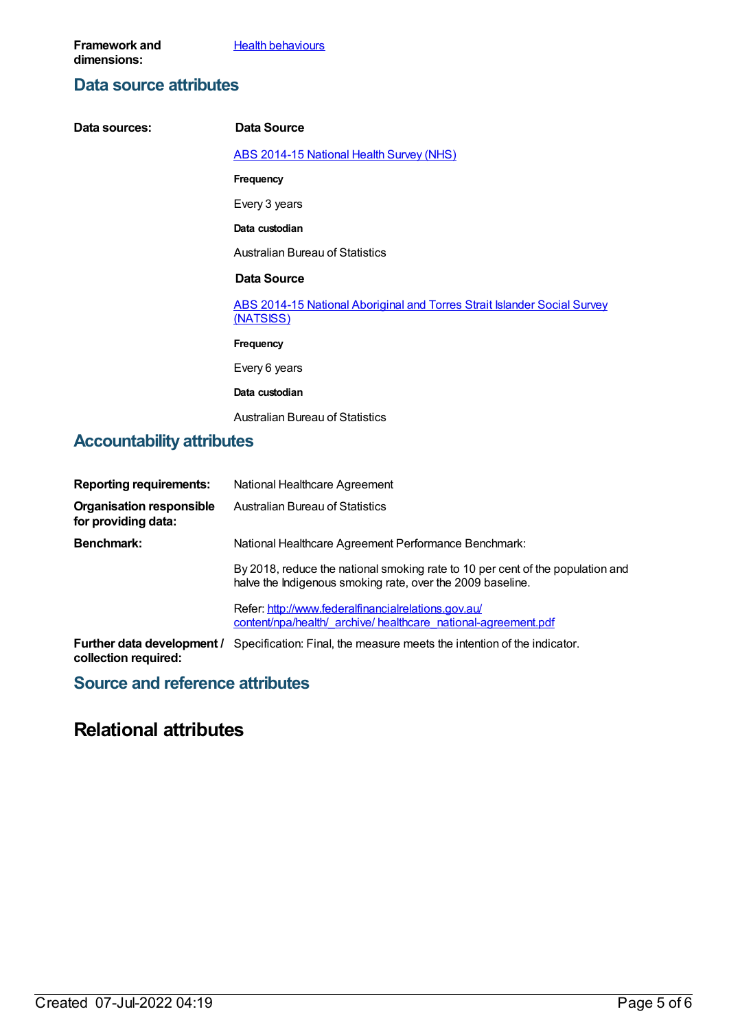**Framework and dimensions:** [Health behaviours]

## Data source attributes

**Data sources:**

**Data Source**

[ABS 2014-15 National Health Survey (NHS)]

**Frequency**

Every 3 years

**Data custodian**

Australian Bureau of Statistics

**Data Source**

[ABS 2014-15 National Aboriginal and Torres Strait Islander Social Survey (NATSISS)]

**Frequency**

Every 6 years

**Data custodian**

Australian Bureau of Statistics

## Accountability attributes

**Reporting requirements:** National Healthcare Agreement

**Organisation responsible for providing data:** Australian Bureau of Statistics

**Benchmark:** National Healthcare Agreement Performance Benchmark:

By 2018, reduce the national smoking rate to 10 per cent of the population and halve the Indigenous smoking rate, over the 2009 baseline.

Refer: http://www.federalfinancialrelations.gov.au/content/npa/health/_archive/ healthcare_national-agreement.pdf

**Further data development / collection required:** Specification: Final, the measure meets the intention of the indicator.

## Source and reference attributes

# Relational attributes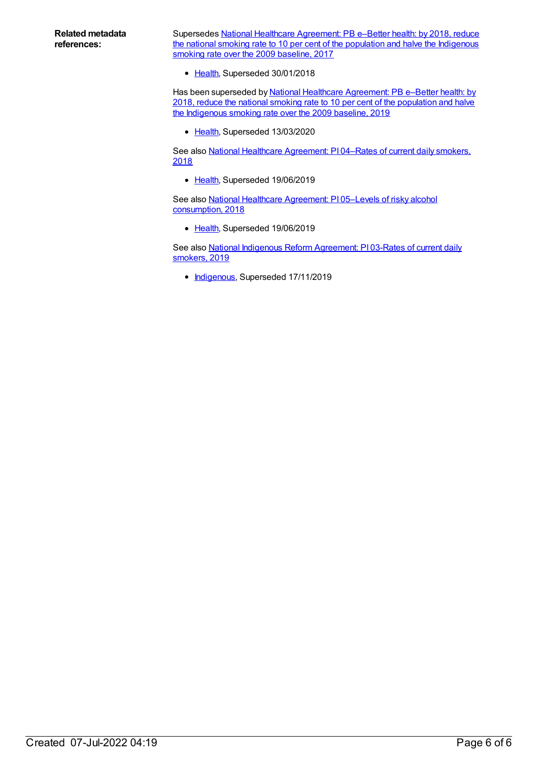**Related metadata references:**

Supersedes National Healthcare Agreement: PB e–Better health: by 2018, reduce the national smoking rate to 10 per cent of the population and halve the Indigenous smoking rate over the 2009 baseline, 2017

- Health, Superseded 30/01/2018

Has been superseded by National Healthcare Agreement: PB e–Better health: by 2018, reduce the national smoking rate to 10 per cent of the population and halve the Indigenous smoking rate over the 2009 baseline, 2019

- Health, Superseded 13/03/2020

See also National Healthcare Agreement: PI 04–Rates of current daily smokers, 2018

- Health, Superseded 19/06/2019

See also National Healthcare Agreement: PI 05–Levels of risky alcohol consumption, 2018

- Health, Superseded 19/06/2019

See also National Indigenous Reform Agreement: PI 03-Rates of current daily smokers, 2019

- Indigenous, Superseded 17/11/2019